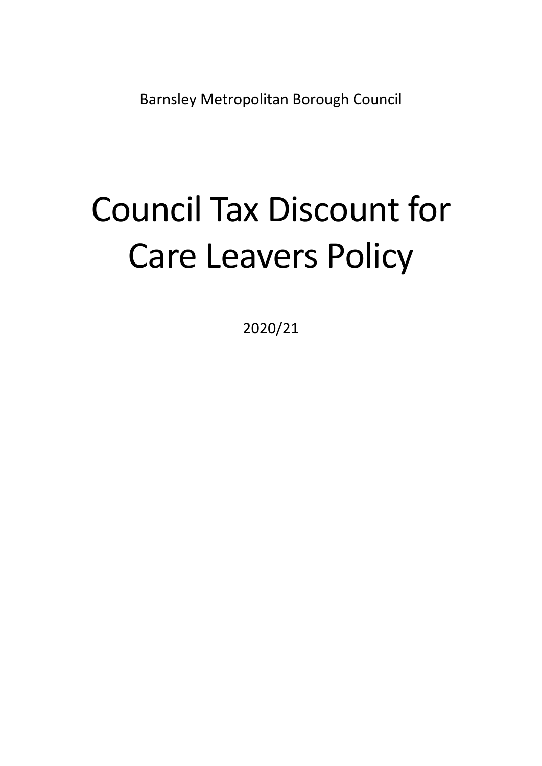Barnsley Metropolitan Borough Council

# Council Tax Discount for Care Leavers Policy

2020/21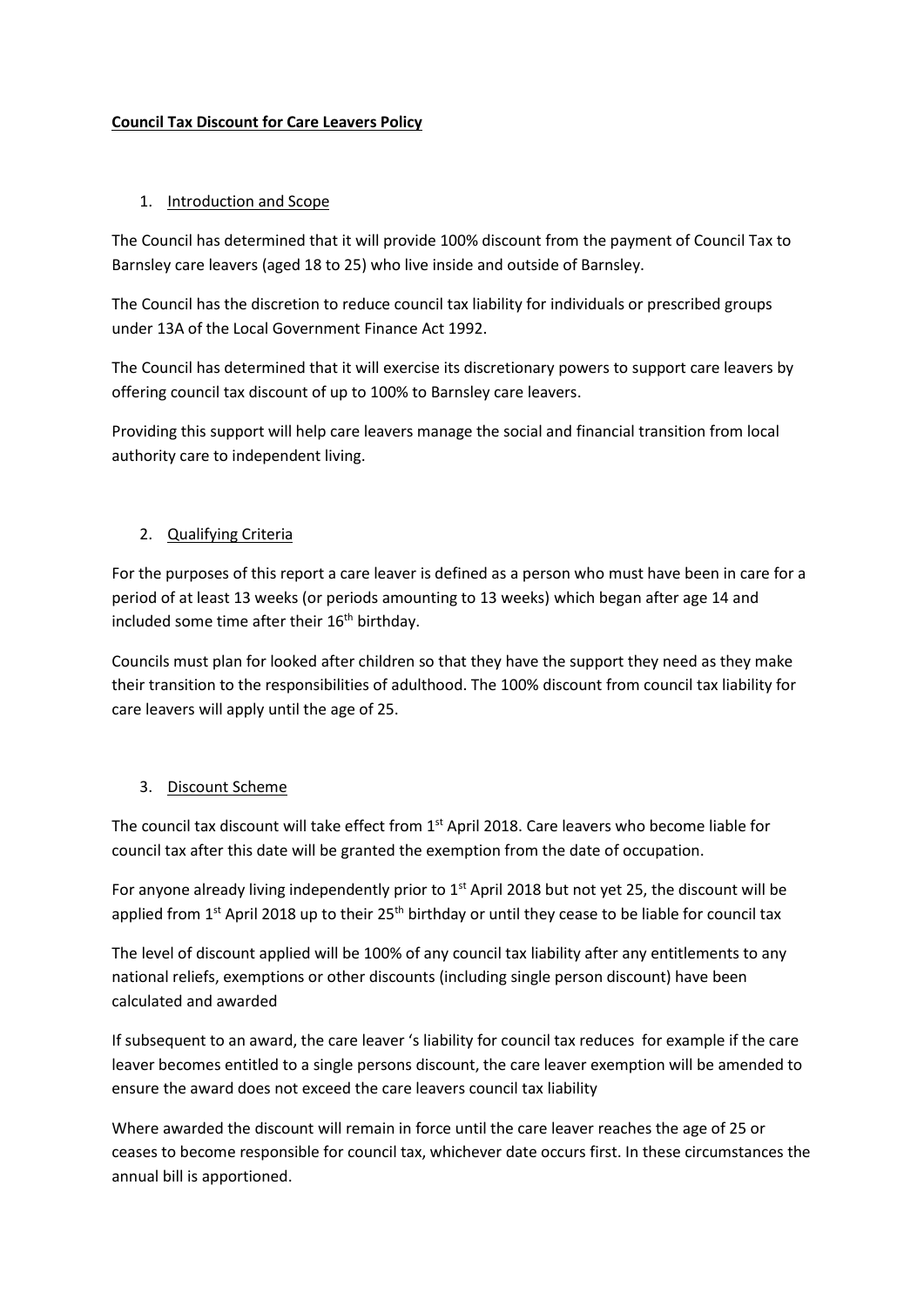**Council Tax Discount for Care Leavers Policy**

1. Introduction and Scope

The Council has determined that it will provide 100% discount from the payment of Council Tax to Barnsley care leavers (aged 18 to 25) who live inside and outside of Barnsley.

The Council has the discretion to reduce council tax liability for individuals or prescribed groups under 13A of the Local Government Finance Act 1992.

The Council has determined that it will exercise its discretionary powers to support care leavers by offering council tax discount of up to 100% to Barnsley care leavers.

Providing this support will help care leavers manage the social and financial transition from local authority care to independent living.

2. Qualifying Criteria

For the purposes of this report a care leaver is defined as a person who must have been in care for a period of at least 13 weeks (or periods amounting to 13 weeks) which began after age 14 and included some time after their 16th birthday.

Councils must plan for looked after children so that they have the support they need as they make their transition to the responsibilities of adulthood. The 100% discount from council tax liability for care leavers will apply until the age of 25.

3. Discount Scheme

The council tax discount will take effect from 1st April 2018. Care leavers who become liable for council tax after this date will be granted the exemption from the date of occupation.

For anyone already living independently prior to 1st April 2018 but not yet 25, the discount will be applied from 1st April 2018 up to their 25th birthday or until they cease to be liable for council tax

The level of discount applied will be 100% of any council tax liability after any entitlements to any national reliefs, exemptions or other discounts (including single person discount) have been calculated and awarded

If subsequent to an award, the care leaver 's liability for council tax reduces for example if the care leaver becomes entitled to a single persons discount, the care leaver exemption will be amended to ensure the award does not exceed the care leavers council tax liability

Where awarded the discount will remain in force until the care leaver reaches the age of 25 or ceases to become responsible for council tax, whichever date occurs first. In these circumstances the annual bill is apportioned.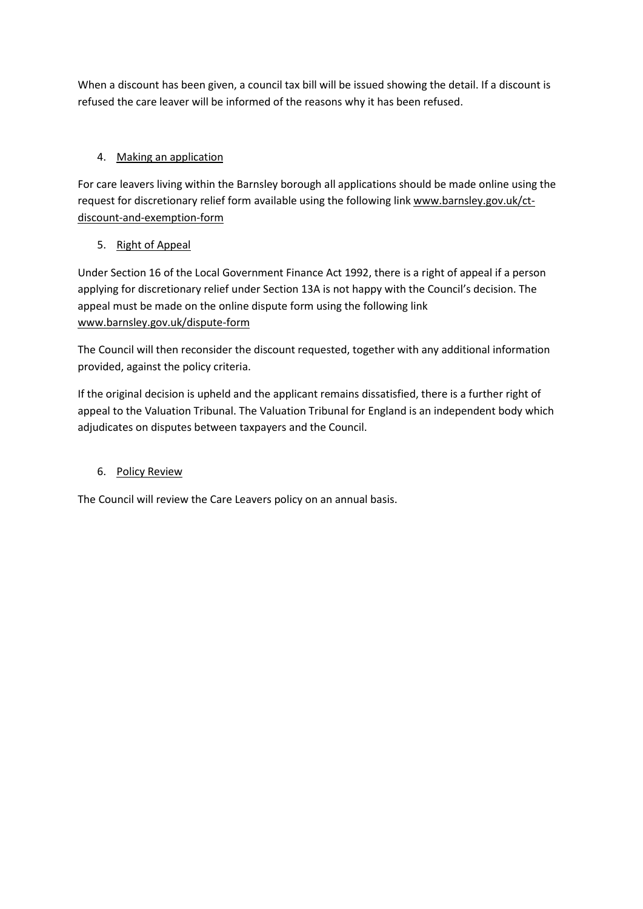When a discount has been given, a council tax bill will be issued showing the detail. If a discount is refused the care leaver will be informed of the reasons why it has been refused.

## 4. Making an application

For care leavers living within the Barnsley borough all applications should be made online using the request for discretionary relief form available using the following link www.barnsley.gov.uk/ct-discount-and-exemption-form

## 5. Right of Appeal

Under Section 16 of the Local Government Finance Act 1992, there is a right of appeal if a person applying for discretionary relief under Section 13A is not happy with the Council's decision. The appeal must be made on the online dispute form using the following link www.barnsley.gov.uk/dispute-form

The Council will then reconsider the discount requested, together with any additional information provided, against the policy criteria.

If the original decision is upheld and the applicant remains dissatisfied, there is a further right of appeal to the Valuation Tribunal. The Valuation Tribunal for England is an independent body which adjudicates on disputes between taxpayers and the Council.

## 6. Policy Review

The Council will review the Care Leavers policy on an annual basis.